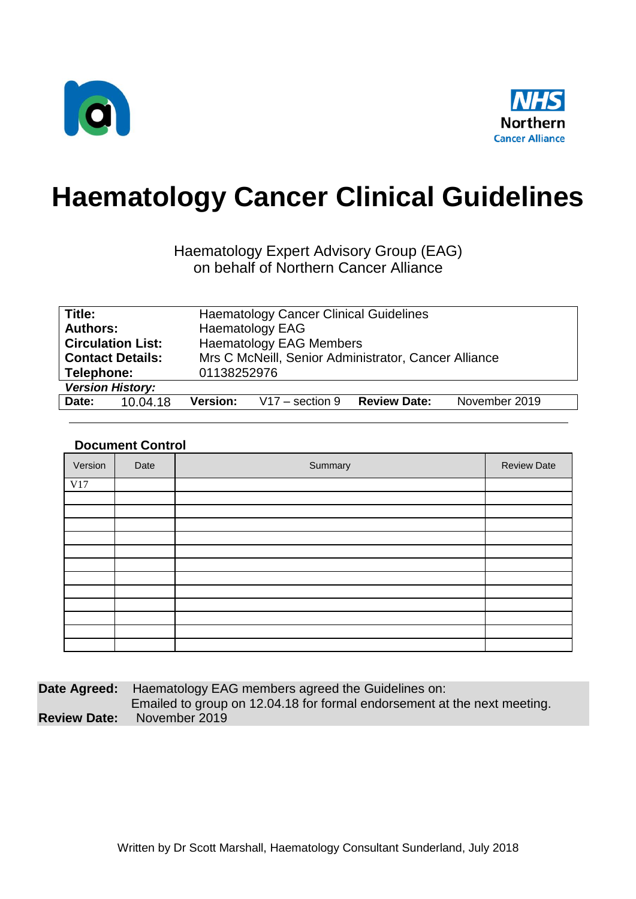NHS
Northern
Cancer Alliance

# Haematology Cancer Clinical Guidelines

Haematology Expert Advisory Group (EAG)
on behalf of Northern Cancer Alliance

| | | | | | |
|---|---|---|---|---|---|
| **Title:** | Haematology Cancer Clinical Guidelines | | | | |
| **Authors:** | Haematology EAG | | | | |
| **Circulation List:** | Haematology EAG Members | | | | |
| **Contact Details:** | Mrs C McNeill, Senior Administrator, Cancer Alliance | | | | |
| **Telephone:** | 01138252976 | | | | |
| ***Version History:*** | | | | | |
| **Date:** 10.04.18 | **Version:** | V17 – section 9 | **Review Date:** | November 2019 | |

**Document Control**

| Version | Date | Summary | Review Date |
|---|---|---|---|
| V17 | | | |
| | | | |
| | | | |
| | | | |
| | | | |
| | | | |
| | | | |
| | | | |
| | | | |
| | | | |
| | | | |
| | | | |
| | | | |

**Date Agreed:** Haematology EAG members agreed the Guidelines on:
Emailed to group on 12.04.18 for formal endorsement at the next meeting.
**Review Date:** November 2019

Written by Dr Scott Marshall, Haematology Consultant Sunderland, July 2018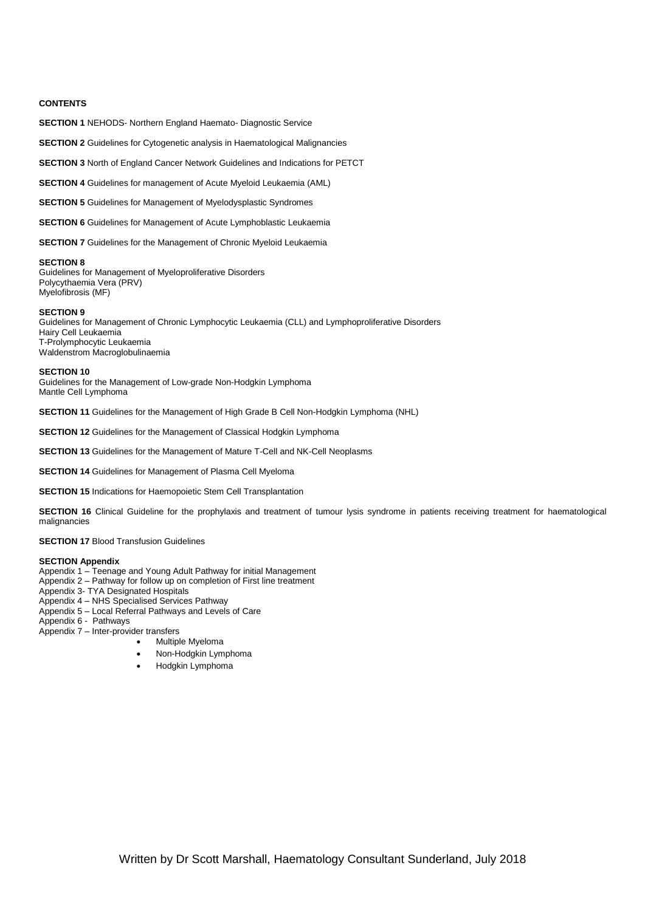**CONTENTS**

**SECTION 1** NEHODS- Northern England Haemato- Diagnostic Service

**SECTION 2** Guidelines for Cytogenetic analysis in Haematological Malignancies

**SECTION 3** North of England Cancer Network Guidelines and Indications for PETCT

**SECTION 4** Guidelines for management of Acute Myeloid Leukaemia (AML)

**SECTION 5** Guidelines for Management of Myelodysplastic Syndromes

**SECTION 6** Guidelines for Management of Acute Lymphoblastic Leukaemia

**SECTION 7** Guidelines for the Management of Chronic Myeloid Leukaemia

**SECTION 8**
Guidelines for Management of Myeloproliferative Disorders
Polycythaemia Vera (PRV)
Myelofibrosis (MF)

**SECTION 9**
Guidelines for Management of Chronic Lymphocytic Leukaemia (CLL) and Lymphoproliferative Disorders
Hairy Cell Leukaemia
T-Prolymphocytic Leukaemia
Waldenstrom Macroglobulinaemia

**SECTION 10**
Guidelines for the Management of Low-grade Non-Hodgkin Lymphoma
Mantle Cell Lymphoma

**SECTION 11** Guidelines for the Management of High Grade B Cell Non-Hodgkin Lymphoma (NHL)

**SECTION 12** Guidelines for the Management of Classical Hodgkin Lymphoma

**SECTION 13** Guidelines for the Management of Mature T-Cell and NK-Cell Neoplasms

**SECTION 14** Guidelines for Management of Plasma Cell Myeloma

**SECTION 15** Indications for Haemopoietic Stem Cell Transplantation

**SECTION 16** Clinical Guideline for the prophylaxis and treatment of tumour lysis syndrome in patients receiving treatment for haematological malignancies

**SECTION 17** Blood Transfusion Guidelines

**SECTION Appendix**
Appendix 1 – Teenage and Young Adult Pathway for initial Management
Appendix 2 – Pathway for follow up on completion of First line treatment
Appendix 3- TYA Designated Hospitals
Appendix 4 – NHS Specialised Services Pathway
Appendix 5 – Local Referral Pathways and Levels of Care
Appendix 6 - Pathways
Appendix 7 – Inter-provider transfers

- Multiple Myeloma
- Non-Hodgkin Lymphoma
- Hodgkin Lymphoma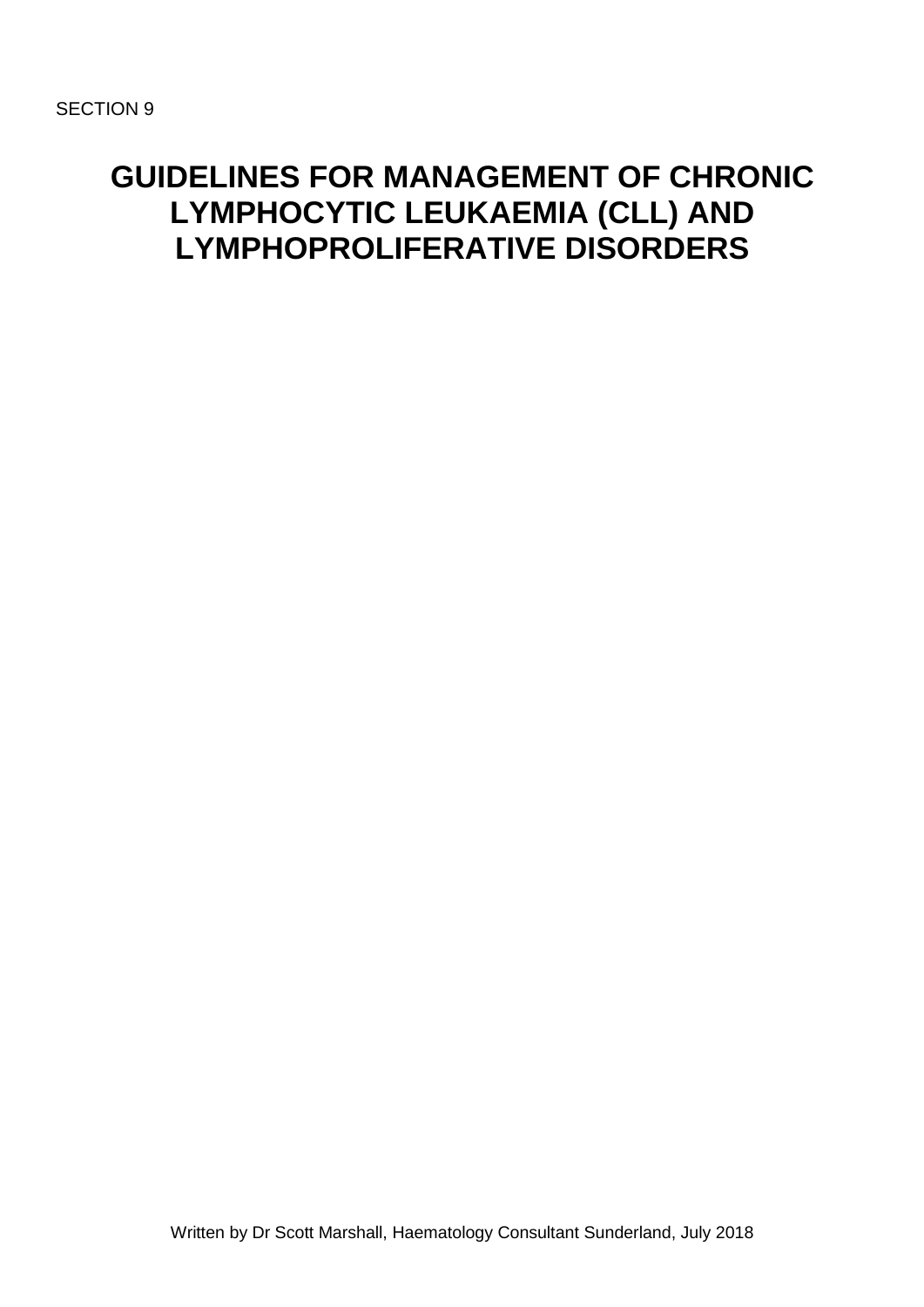SECTION 9

# GUIDELINES FOR MANAGEMENT OF CHRONIC LYMPHOCYTIC LEUKAEMIA (CLL) AND LYMPHOPROLIFERATIVE DISORDERS

Written by Dr Scott Marshall, Haematology Consultant Sunderland, July 2018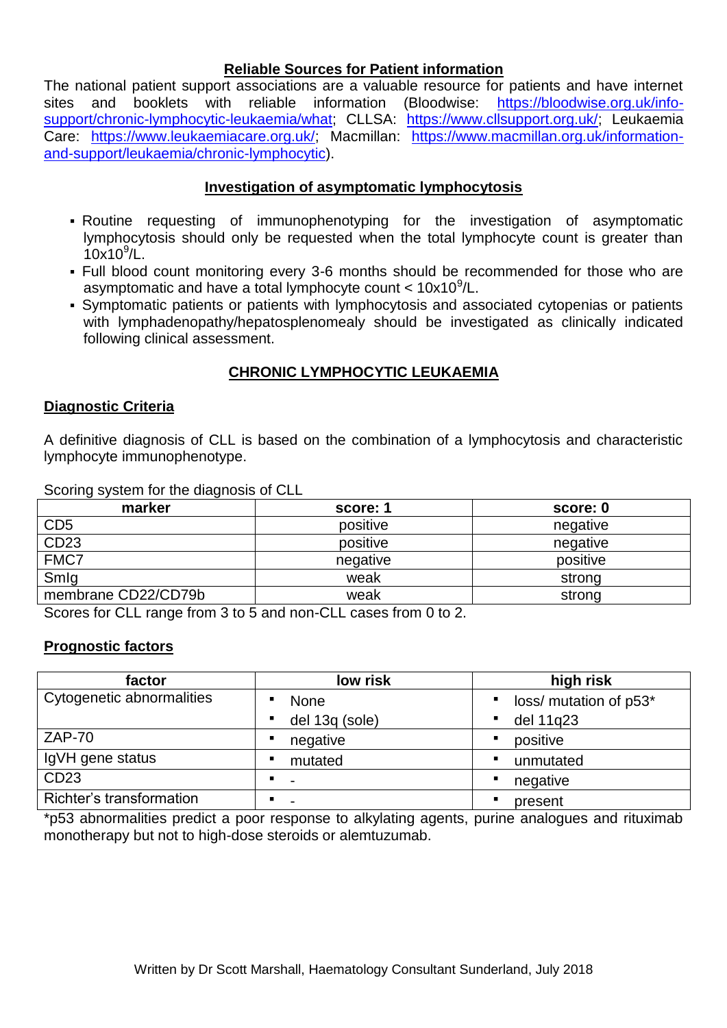**Reliable Sources for Patient information**

The national patient support associations are a valuable resource for patients and have internet sites and booklets with reliable information (Bloodwise: https://bloodwise.org.uk/info-support/chronic-lymphocytic-leukaemia/what; CLLSA: https://www.cllsupport.org.uk/; Leukaemia Care: https://www.leukaemiacare.org.uk/; Macmillan: https://www.macmillan.org.uk/information-and-support/leukaemia/chronic-lymphocytic).

**Investigation of asymptomatic lymphocytosis**

- Routine requesting of immunophenotyping for the investigation of asymptomatic lymphocytosis should only be requested when the total lymphocyte count is greater than $10x10^9$/L.
- Full blood count monitoring every 3-6 months should be recommended for those who are asymptomatic and have a total lymphocyte count < $10x10^9$/L.
- Symptomatic patients or patients with lymphocytosis and associated cytopenias or patients with lymphadenopathy/hepatosplenomealy should be investigated as clinically indicated following clinical assessment.

**CHRONIC LYMPHOCYTIC LEUKAEMIA**

**Diagnostic Criteria**

A definitive diagnosis of CLL is based on the combination of a lymphocytosis and characteristic lymphocyte immunophenotype.

Scoring system for the diagnosis of CLL

| marker | score: 1 | score: 0 |
|---|---|---|
| CD5 | positive | negative |
| CD23 | positive | negative |
| FMC7 | negative | positive |
| SmIg | weak | strong |
| membrane CD22/CD79b | weak | strong |

Scores for CLL range from 3 to 5 and non-CLL cases from 0 to 2.

**Prognostic factors**

| factor | low risk | high risk |
|---|---|---|
| Cytogenetic abnormalities | ▪ None<br>▪ del 13q (sole) | ▪ loss/ mutation of p53*<br>▪ del 11q23 |
| ZAP-70 | ▪ negative | ▪ positive |
| IgVH gene status | ▪ mutated | ▪ unmutated |
| CD23 | ▪ - | ▪ negative |
| Richter's transformation | ▪ - | ▪ present |

*p53 abnormalities predict a poor response to alkylating agents, purine analogues and rituximab monotherapy but not to high-dose steroids or alemtuzumab.

Written by Dr Scott Marshall, Haematology Consultant Sunderland, July 2018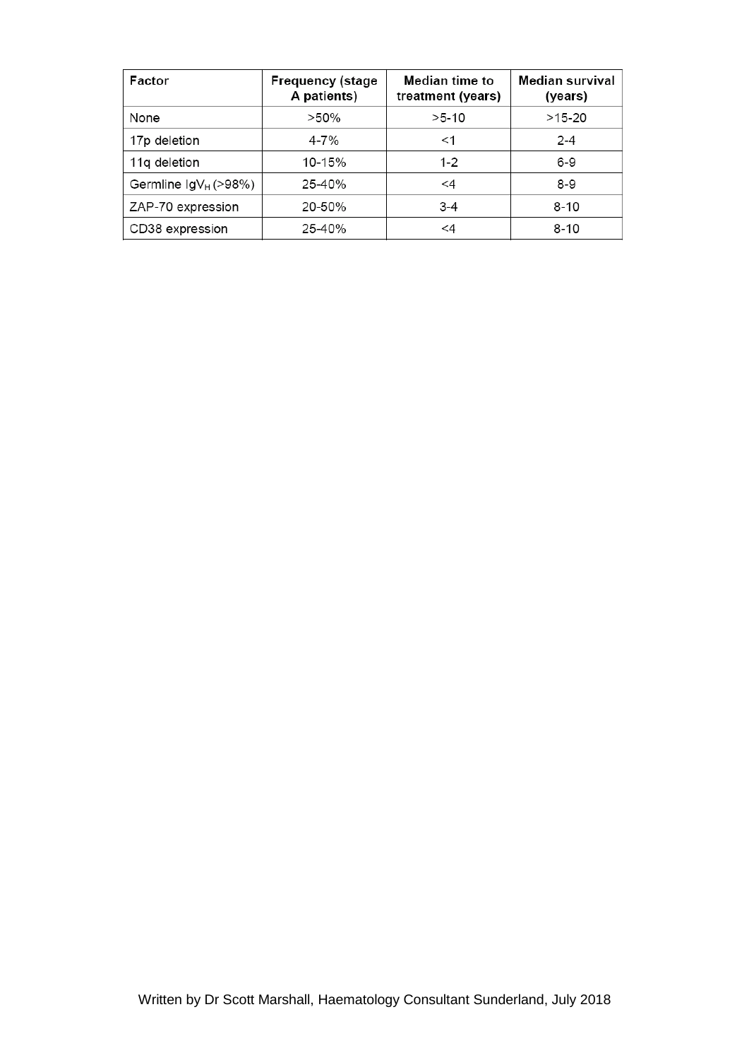| Factor | Frequency (stage A patients) | Median time to treatment (years) | Median survival (years) |
|---|---|---|---|
| None | >50% | >5-10 | >15-20 |
| 17p deletion | 4-7% | <1 | 2-4 |
| 11q deletion | 10-15% | 1-2 | 6-9 |
| Germline $IgV_H$ (>98%) | 25-40% | <4 | 8-9 |
| ZAP-70 expression | 20-50% | 3-4 | 8-10 |
| CD38 expression | 25-40% | <4 | 8-10 |

Written by Dr Scott Marshall, Haematology Consultant Sunderland, July 2018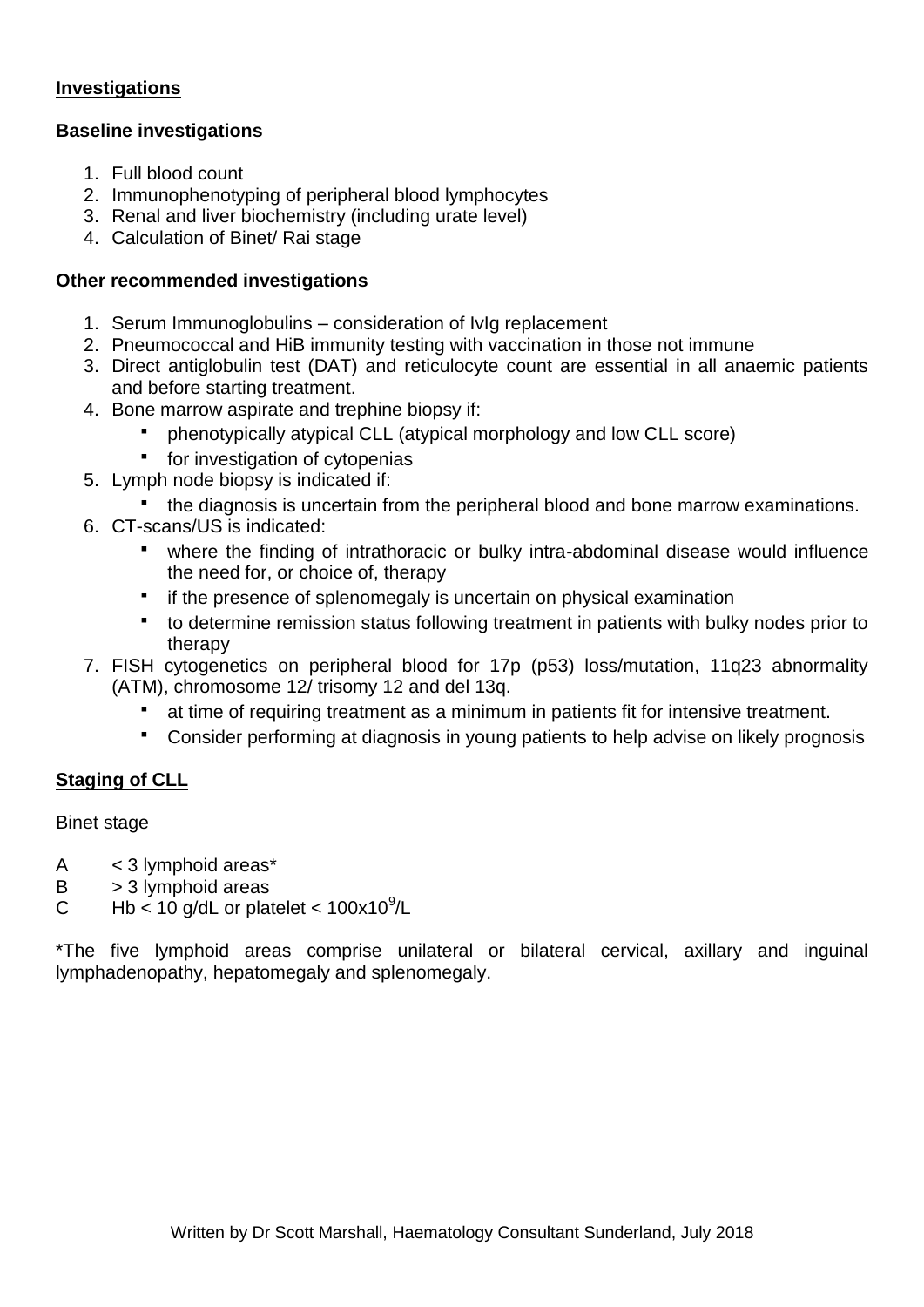**Investigations**

**Baseline investigations**

1. Full blood count
2. Immunophenotyping of peripheral blood lymphocytes
3. Renal and liver biochemistry (including urate level)
4. Calculation of Binet/ Rai stage

**Other recommended investigations**

1. Serum Immunoglobulins – consideration of IvIg replacement
2. Pneumococcal and HiB immunity testing with vaccination in those not immune
3. Direct antiglobulin test (DAT) and reticulocyte count are essential in all anaemic patients and before starting treatment.
4. Bone marrow aspirate and trephine biopsy if:
   - phenotypically atypical CLL (atypical morphology and low CLL score)
   - for investigation of cytopenias
5. Lymph node biopsy is indicated if:
   - the diagnosis is uncertain from the peripheral blood and bone marrow examinations.
6. CT-scans/US is indicated:
   - where the finding of intrathoracic or bulky intra-abdominal disease would influence the need for, or choice of, therapy
   - if the presence of splenomegaly is uncertain on physical examination
   - to determine remission status following treatment in patients with bulky nodes prior to therapy
7. FISH cytogenetics on peripheral blood for 17p (p53) loss/mutation, 11q23 abnormality (ATM), chromosome 12/ trisomy 12 and del 13q.
   - at time of requiring treatment as a minimum in patients fit for intensive treatment.
   - Consider performing at diagnosis in young patients to help advise on likely prognosis

**Staging of CLL**

Binet stage

A &nbsp;&nbsp;&nbsp; < 3 lymphoid areas*
B &nbsp;&nbsp;&nbsp; > 3 lymphoid areas
C &nbsp;&nbsp;&nbsp; Hb < 10 g/dL or platelet < $100 \times 10^9$/L

*The five lymphoid areas comprise unilateral or bilateral cervical, axillary and inguinal lymphadenopathy, hepatomegaly and splenomegaly.

Written by Dr Scott Marshall, Haematology Consultant Sunderland, July 2018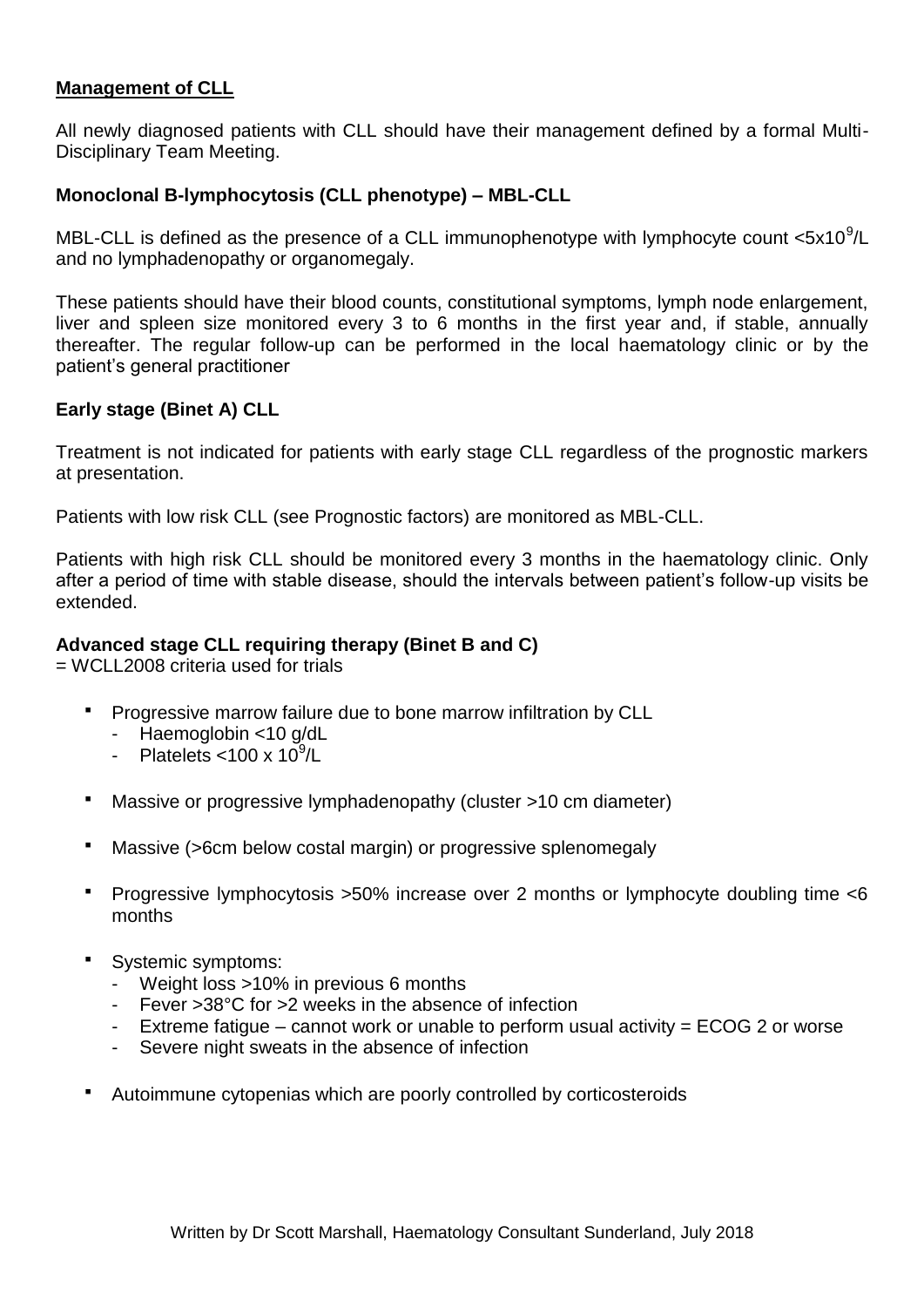## Management of CLL

All newly diagnosed patients with CLL should have their management defined by a formal Multi-Disciplinary Team Meeting.

### Monoclonal B-lymphocytosis (CLL phenotype) – MBL-CLL

MBL-CLL is defined as the presence of a CLL immunophenotype with lymphocyte count $<5 \times 10^9$/L and no lymphadenopathy or organomegaly.

These patients should have their blood counts, constitutional symptoms, lymph node enlargement, liver and spleen size monitored every 3 to 6 months in the first year and, if stable, annually thereafter. The regular follow-up can be performed in the local haematology clinic or by the patient's general practitioner

### Early stage (Binet A) CLL

Treatment is not indicated for patients with early stage CLL regardless of the prognostic markers at presentation.

Patients with low risk CLL (see Prognostic factors) are monitored as MBL-CLL.

Patients with high risk CLL should be monitored every 3 months in the haematology clinic. Only after a period of time with stable disease, should the intervals between patient's follow-up visits be extended.

### Advanced stage CLL requiring therapy (Binet B and C)

= WCLL2008 criteria used for trials

- Progressive marrow failure due to bone marrow infiltration by CLL
  - Haemoglobin <10 g/dL
  - Platelets $<100 \times 10^9$/L
- Massive or progressive lymphadenopathy (cluster >10 cm diameter)
- Massive (>6cm below costal margin) or progressive splenomegaly
- Progressive lymphocytosis >50% increase over 2 months or lymphocyte doubling time <6 months
- Systemic symptoms:
  - Weight loss >10% in previous 6 months
  - Fever >38°C for >2 weeks in the absence of infection
  - Extreme fatigue – cannot work or unable to perform usual activity = ECOG 2 or worse
  - Severe night sweats in the absence of infection
- Autoimmune cytopenias which are poorly controlled by corticosteroids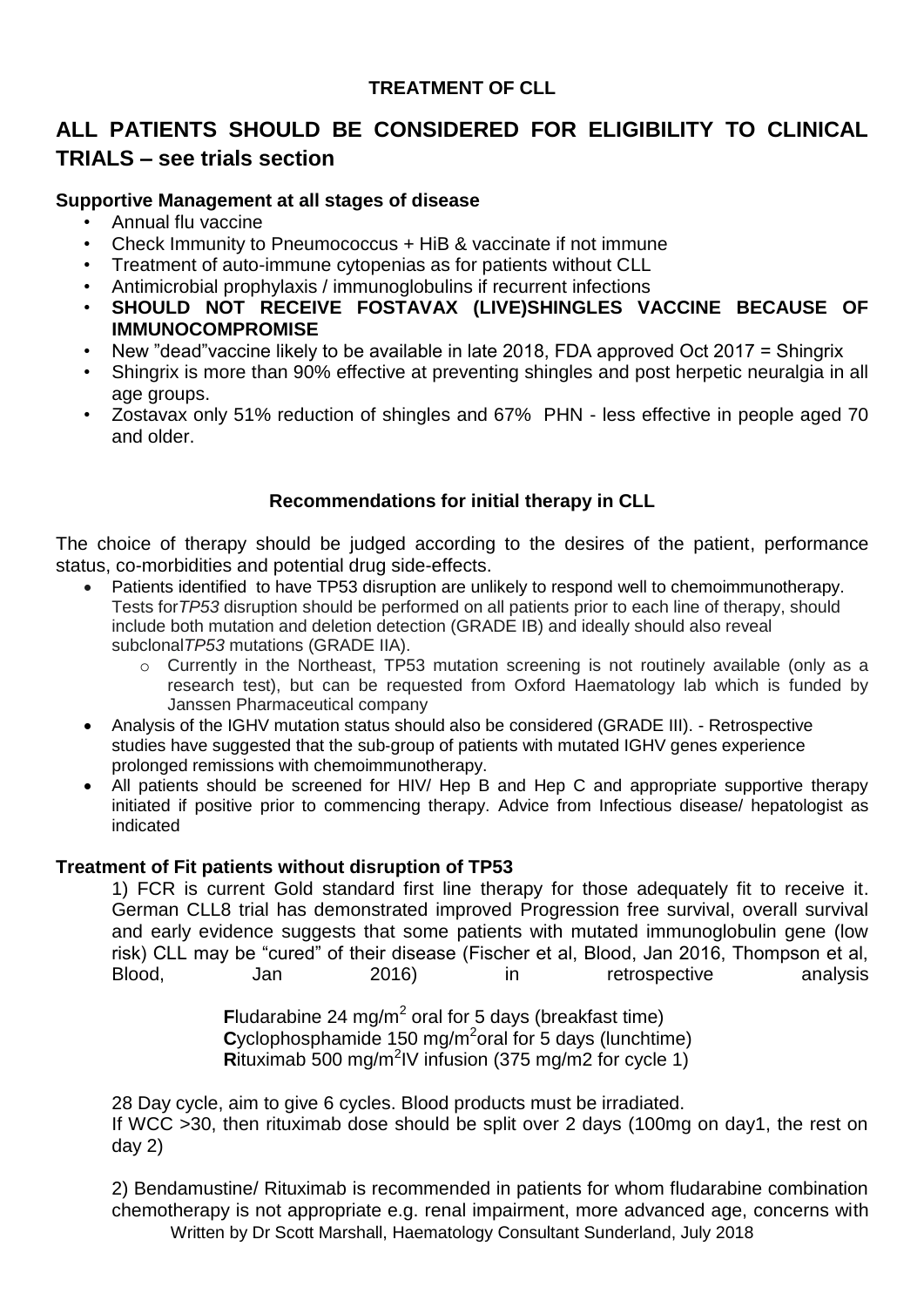**TREATMENT OF CLL**

## ALL PATIENTS SHOULD BE CONSIDERED FOR ELIGIBILITY TO CLINICAL TRIALS – see trials section

**Supportive Management at all stages of disease**

- Annual flu vaccine
- Check Immunity to Pneumococcus + HiB & vaccinate if not immune
- Treatment of auto-immune cytopenias as for patients without CLL
- Antimicrobial prophylaxis / immunoglobulins if recurrent infections
- **SHOULD NOT RECEIVE FOSTAVAX (LIVE)SHINGLES VACCINE BECAUSE OF IMMUNOCOMPROMISE**
- New "dead"vaccine likely to be available in late 2018, FDA approved Oct 2017 = Shingrix
- Shingrix is more than 90% effective at preventing shingles and post herpetic neuralgia in all age groups.
- Zostavax only 51% reduction of shingles and 67% PHN - less effective in people aged 70 and older.

**Recommendations for initial therapy in CLL**

The choice of therapy should be judged according to the desires of the patient, performance status, co-morbidities and potential drug side-effects.

- Patients identified to have TP53 disruption are unlikely to respond well to chemoimmunotherapy. Tests for*TP53* disruption should be performed on all patients prior to each line of therapy, should include both mutation and deletion detection (GRADE IB) and ideally should also reveal subclonal*TP53* mutations (GRADE IIA).
  - Currently in the Northeast, TP53 mutation screening is not routinely available (only as a research test), but can be requested from Oxford Haematology lab which is funded by Janssen Pharmaceutical company
- Analysis of the IGHV mutation status should also be considered (GRADE III). - Retrospective studies have suggested that the sub-group of patients with mutated IGHV genes experience prolonged remissions with chemoimmunotherapy.
- All patients should be screened for HIV/ Hep B and Hep C and appropriate supportive therapy initiated if positive prior to commencing therapy. Advice from Infectious disease/ hepatologist as indicated

**Treatment of Fit patients without disruption of TP53**

1) FCR is current Gold standard first line therapy for those adequately fit to receive it. German CLL8 trial has demonstrated improved Progression free survival, overall survival and early evidence suggests that some patients with mutated immunoglobulin gene (low risk) CLL may be "cured" of their disease (Fischer et al, Blood, Jan 2016, Thompson et al, Blood, Jan 2016) in retrospective analysis

**F**ludarabine 24 mg/m$^2$ oral for 5 days (breakfast time)
**C**yclophosphamide 150 mg/m$^2$oral for 5 days (lunchtime)
**R**ituximab 500 mg/m$^2$IV infusion (375 mg/m2 for cycle 1)

28 Day cycle, aim to give 6 cycles. Blood products must be irradiated.
If WCC >30, then rituximab dose should be split over 2 days (100mg on day1, the rest on day 2)

2) Bendamustine/ Rituximab is recommended in patients for whom fludarabine combination chemotherapy is not appropriate e.g. renal impairment, more advanced age, concerns with

Written by Dr Scott Marshall, Haematology Consultant Sunderland, July 2018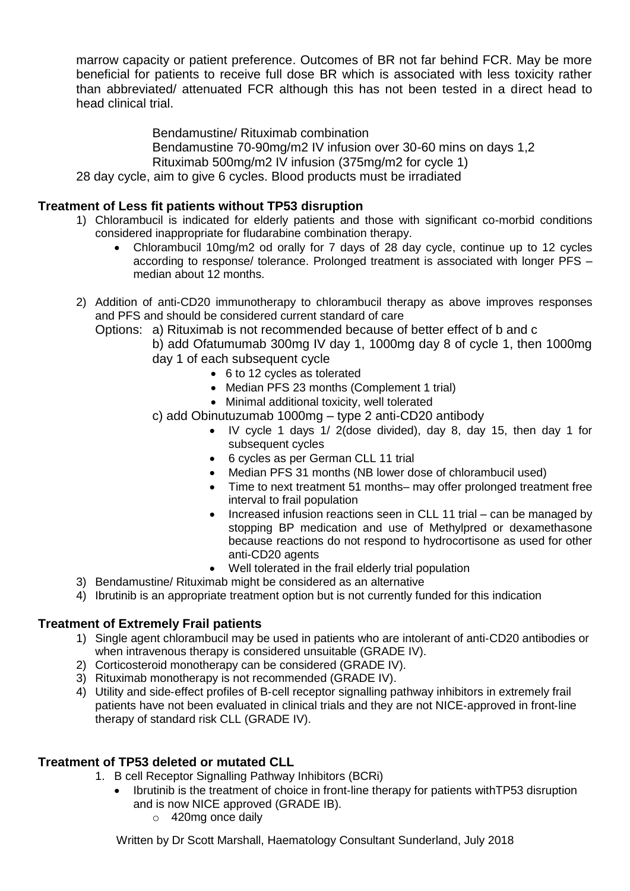marrow capacity or patient preference. Outcomes of BR not far behind FCR. May be more beneficial for patients to receive full dose BR which is associated with less toxicity rather than abbreviated/ attenuated FCR although this has not been tested in a direct head to head clinical trial.

Bendamustine/ Rituximab combination
Bendamustine 70-90mg/m2 IV infusion over 30-60 mins on days 1,2
Rituximab 500mg/m2 IV infusion (375mg/m2 for cycle 1)

28 day cycle, aim to give 6 cycles. Blood products must be irradiated

**Treatment of Less fit patients without TP53 disruption**

1) Chlorambucil is indicated for elderly patients and those with significant co-morbid conditions considered inappropriate for fludarabine combination therapy.
   - Chlorambucil 10mg/m2 od orally for 7 days of 28 day cycle, continue up to 12 cycles according to response/ tolerance. Prolonged treatment is associated with longer PFS – median about 12 months.

2) Addition of anti-CD20 immunotherapy to chlorambucil therapy as above improves responses and PFS and should be considered current standard of care

   Options: a) Rituximab is not recommended because of better effect of b and c

   b) add Ofatumumab 300mg IV day 1, 1000mg day 8 of cycle 1, then 1000mg day 1 of each subsequent cycle
   - 6 to 12 cycles as tolerated
   - Median PFS 23 months (Complement 1 trial)
   - Minimal additional toxicity, well tolerated

   c) add Obinutuzumab 1000mg – type 2 anti-CD20 antibody
   - IV cycle 1 days 1/ 2(dose divided), day 8, day 15, then day 1 for subsequent cycles
   - 6 cycles as per German CLL 11 trial
   - Median PFS 31 months (NB lower dose of chlorambucil used)
   - Time to next treatment 51 months– may offer prolonged treatment free interval to frail population
   - Increased infusion reactions seen in CLL 11 trial – can be managed by stopping BP medication and use of Methylpred or dexamethasone because reactions do not respond to hydrocortisone as used for other anti-CD20 agents
   - Well tolerated in the frail elderly trial population

3) Bendamustine/ Rituximab might be considered as an alternative
4) Ibrutinib is an appropriate treatment option but is not currently funded for this indication

**Treatment of Extremely Frail patients**

1) Single agent chlorambucil may be used in patients who are intolerant of anti-CD20 antibodies or when intravenous therapy is considered unsuitable (GRADE IV).
2) Corticosteroid monotherapy can be considered (GRADE IV).
3) Rituximab monotherapy is not recommended (GRADE IV).
4) Utility and side-effect profiles of B-cell receptor signalling pathway inhibitors in extremely frail patients have not been evaluated in clinical trials and they are not NICE-approved in front-line therapy of standard risk CLL (GRADE IV).

**Treatment of TP53 deleted or mutated CLL**

1. B cell Receptor Signalling Pathway Inhibitors (BCRi)
   - Ibrutinib is the treatment of choice in front-line therapy for patients withTP53 disruption and is now NICE approved (GRADE IB).
     - 420mg once daily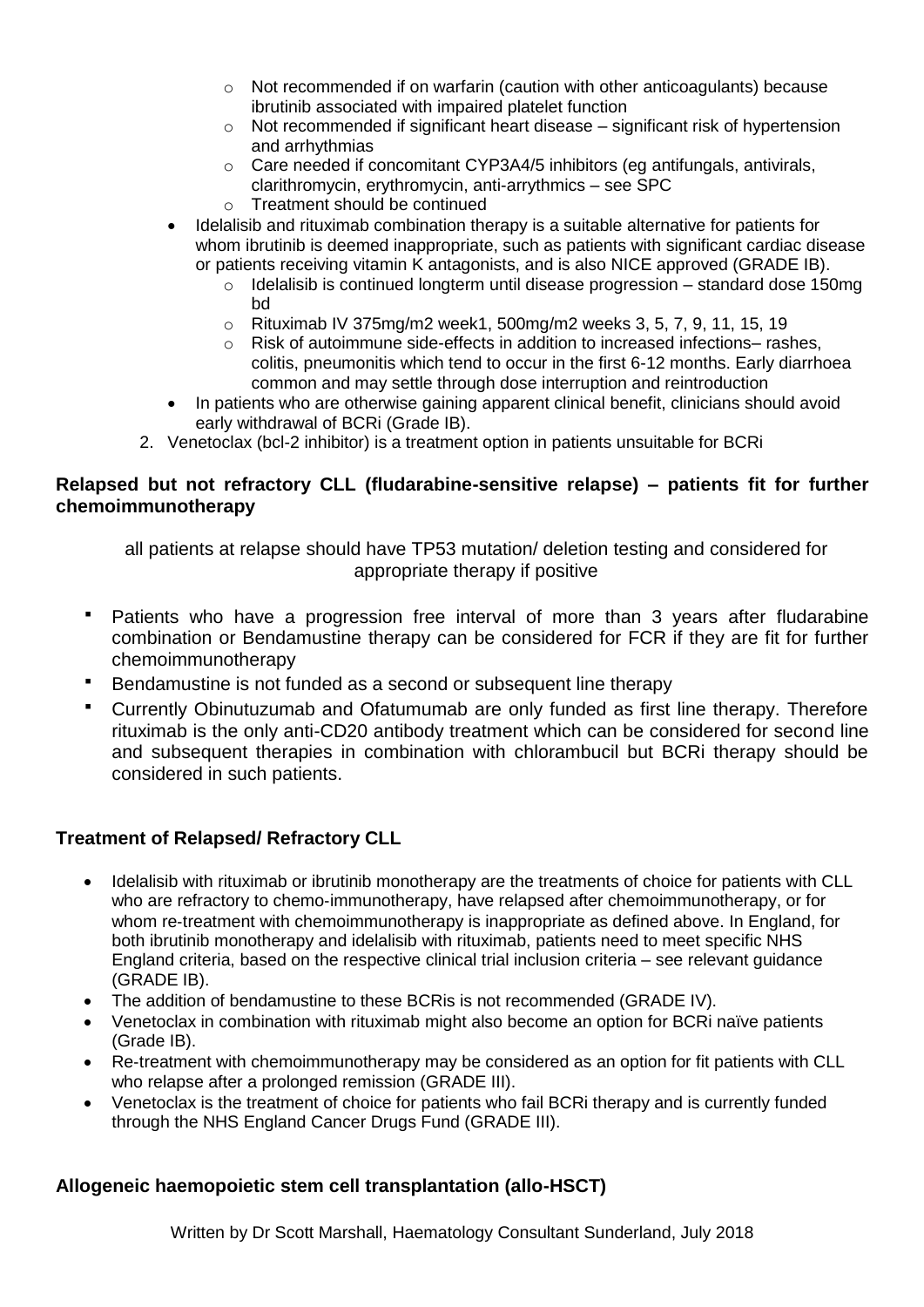- Not recommended if on warfarin (caution with other anticoagulants) because ibrutinib associated with impaired platelet function
  - Not recommended if significant heart disease – significant risk of hypertension and arrhythmias
  - Care needed if concomitant CYP3A4/5 inhibitors (eg antifungals, antivirals, clarithromycin, erythromycin, anti-arrythmics – see SPC
  - Treatment should be continued
- Idelalisib and rituximab combination therapy is a suitable alternative for patients for whom ibrutinib is deemed inappropriate, such as patients with significant cardiac disease or patients receiving vitamin K antagonists, and is also NICE approved (GRADE IB).
  - Idelalisib is continued longterm until disease progression – standard dose 150mg bd
  - Rituximab IV 375mg/m2 week1, 500mg/m2 weeks 3, 5, 7, 9, 11, 15, 19
  - Risk of autoimmune side-effects in addition to increased infections– rashes, colitis, pneumonitis which tend to occur in the first 6-12 months. Early diarrhoea common and may settle through dose interruption and reintroduction
- In patients who are otherwise gaining apparent clinical benefit, clinicians should avoid early withdrawal of BCRi (Grade IB).

2. Venetoclax (bcl-2 inhibitor) is a treatment option in patients unsuitable for BCRi

**Relapsed but not refractory CLL (fludarabine-sensitive relapse) – patients fit for further chemoimmunotherapy**

all patients at relapse should have TP53 mutation/ deletion testing and considered for appropriate therapy if positive

- Patients who have a progression free interval of more than 3 years after fludarabine combination or Bendamustine therapy can be considered for FCR if they are fit for further chemoimmunotherapy
- Bendamustine is not funded as a second or subsequent line therapy
- Currently Obinutuzumab and Ofatumumab are only funded as first line therapy. Therefore rituximab is the only anti-CD20 antibody treatment which can be considered for second line and subsequent therapies in combination with chlorambucil but BCRi therapy should be considered in such patients.

**Treatment of Relapsed/ Refractory CLL**

- Idelalisib with rituximab or ibrutinib monotherapy are the treatments of choice for patients with CLL who are refractory to chemo-immunotherapy, have relapsed after chemoimmunotherapy, or for whom re-treatment with chemoimmunotherapy is inappropriate as defined above. In England, for both ibrutinib monotherapy and idelalisib with rituximab, patients need to meet specific NHS England criteria, based on the respective clinical trial inclusion criteria – see relevant guidance (GRADE IB).
- The addition of bendamustine to these BCRis is not recommended (GRADE IV).
- Venetoclax in combination with rituximab might also become an option for BCRi naïve patients (Grade IB).
- Re-treatment with chemoimmunotherapy may be considered as an option for fit patients with CLL who relapse after a prolonged remission (GRADE III).
- Venetoclax is the treatment of choice for patients who fail BCRi therapy and is currently funded through the NHS England Cancer Drugs Fund (GRADE III).

**Allogeneic haemopoietic stem cell transplantation (allo-HSCT)**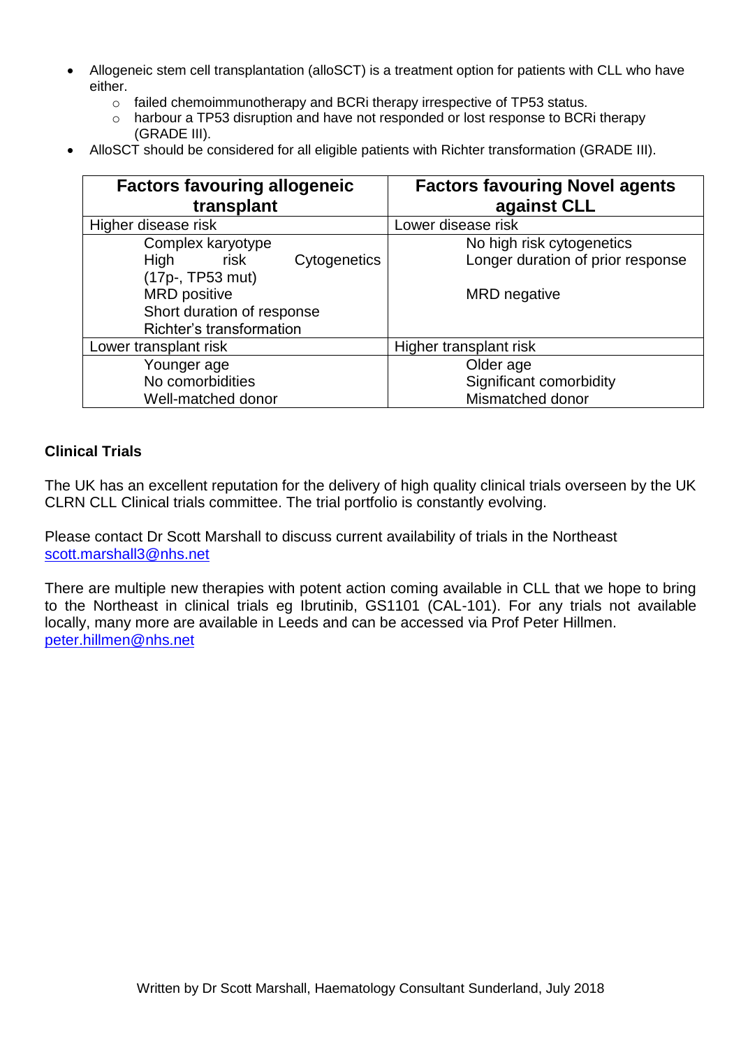- Allogeneic stem cell transplantation (alloSCT) is a treatment option for patients with CLL who have either.
  - failed chemoimmunotherapy and BCRi therapy irrespective of TP53 status.
  - harbour a TP53 disruption and have not responded or lost response to BCRi therapy (GRADE III).
- AlloSCT should be considered for all eligible patients with Richter transformation (GRADE III).

| Factors favouring allogeneic transplant | Factors favouring Novel agents against CLL |
|---|---|
| Higher disease risk | Lower disease risk |
| Complex karyotype<br>High risk Cytogenetics (17p-, TP53 mut)<br>MRD positive<br>Short duration of response<br>Richter's transformation | No high risk cytogenetics<br>Longer duration of prior response<br><br>MRD negative |
| Lower transplant risk | Higher transplant risk |
| Younger age<br>No comorbidities<br>Well-matched donor | Older age<br>Significant comorbidity<br>Mismatched donor |

**Clinical Trials**

The UK has an excellent reputation for the delivery of high quality clinical trials overseen by the UK CLRN CLL Clinical trials committee. The trial portfolio is constantly evolving.

Please contact Dr Scott Marshall to discuss current availability of trials in the Northeast
scott.marshall3@nhs.net

There are multiple new therapies with potent action coming available in CLL that we hope to bring to the Northeast in clinical trials eg Ibrutinib, GS1101 (CAL-101). For any trials not available locally, many more are available in Leeds and can be accessed via Prof Peter Hillmen.
peter.hillmen@nhs.net

Written by Dr Scott Marshall, Haematology Consultant Sunderland, July 2018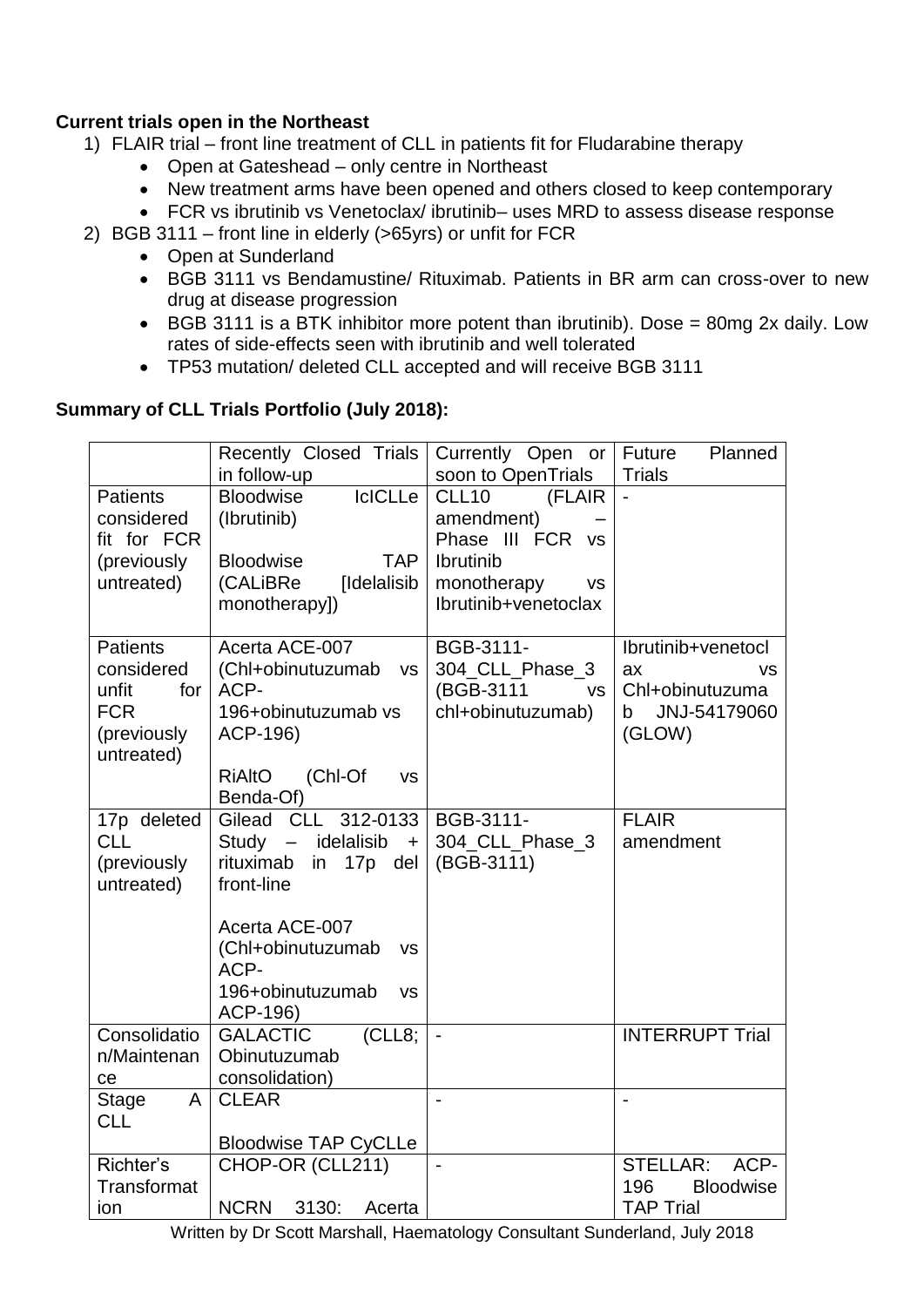**Current trials open in the Northeast**

1) FLAIR trial – front line treatment of CLL in patients fit for Fludarabine therapy
    - Open at Gateshead – only centre in Northeast
    - New treatment arms have been opened and others closed to keep contemporary
    - FCR vs ibrutinib vs Venetoclax/ ibrutinib– uses MRD to assess disease response
2) BGB 3111 – front line in elderly (>65yrs) or unfit for FCR
    - Open at Sunderland
    - BGB 3111 vs Bendamustine/ Rituximab. Patients in BR arm can cross-over to new drug at disease progression
    - BGB 3111 is a BTK inhibitor more potent than ibrutinib). Dose = 80mg 2x daily. Low rates of side-effects seen with ibrutinib and well tolerated
    - TP53 mutation/ deleted CLL accepted and will receive BGB 3111

**Summary of CLL Trials Portfolio (July 2018):**

| | Recently Closed Trials in follow-up | Currently Open or soon to OpenTrials | Future Planned Trials |
|---|---|---|---|
| Patients considered fit for FCR (previously untreated) | Bloodwise IcICLLe (Ibrutinib)<br><br>Bloodwise TAP (CALiBRe [Idelalisib monotherapy]) | CLL10 (FLAIR amendment) – Phase III FCR vs Ibrutinib monotherapy vs Ibrutinib+venetoclax | - |
| Patients considered unfit for FCR (previously untreated) | Acerta ACE-007 (Chl+obinutuzumab vs ACP-196+obinutuzumab vs ACP-196)<br><br>RiAltO (Chl-Of vs Benda-Of) | BGB-3111-304_CLL_Phase_3 (BGB-3111 vs chl+obinutuzumab) | Ibrutinib+venetoclax vs Chl+obinutuzumab JNJ-54179060 (GLOW) |
| 17p deleted CLL (previously untreated) | Gilead CLL 312-0133 Study – idelalisib + rituximab in 17p del front-line<br><br>Acerta ACE-007 (Chl+obinutuzumab vs ACP-196+obinutuzumab vs ACP-196) | BGB-3111-304_CLL_Phase_3 (BGB-3111) | FLAIR amendment |
| Consolidation/Maintenance | GALACTIC (CLL8; Obinutuzumab consolidation) | - | INTERRUPT Trial |
| Stage A CLL | CLEAR<br><br>Bloodwise TAP CyCLLe | - | - |
| Richter's Transformation | CHOP-OR (CLL211)<br><br>NCRN 3130: Acerta | - | STELLAR: ACP-196 Bloodwise TAP Trial |

Written by Dr Scott Marshall, Haematology Consultant Sunderland, July 2018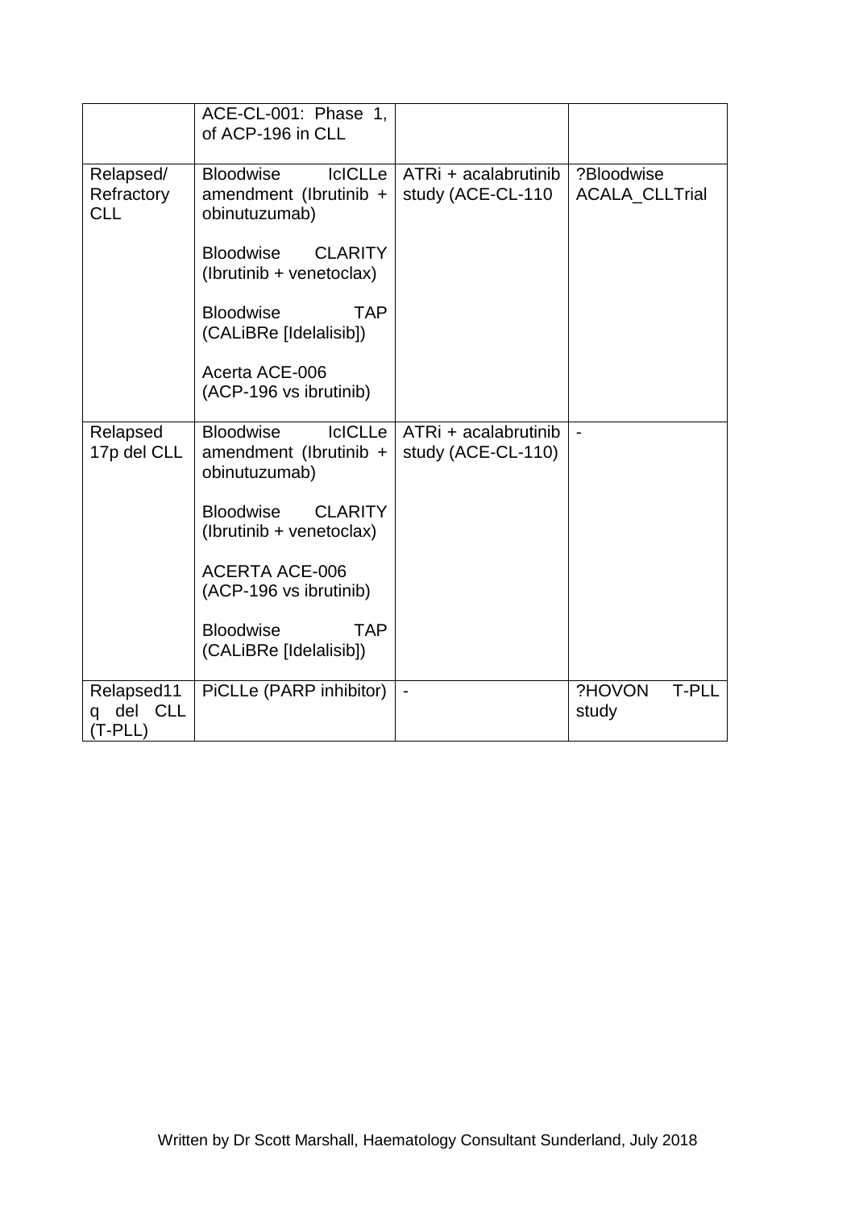| | | | |
|---|---|---|---|
| | ACE-CL-001: Phase 1, of ACP-196 in CLL | | |
| Relapsed/ Refractory CLL | Bloodwise IcICLLe amendment (Ibrutinib + obinutuzumab)<br><br>Bloodwise CLARITY (Ibrutinib + venetoclax)<br><br>Bloodwise TAP (CALiBRe [Idelalisib])<br><br>Acerta ACE-006 (ACP-196 vs ibrutinib) | ATRi + acalabrutinib study (ACE-CL-110 | ?Bloodwise ACALA_CLLTrial |
| Relapsed 17p del CLL | Bloodwise IcICLLe amendment (Ibrutinib + obinutuzumab)<br><br>Bloodwise CLARITY (Ibrutinib + venetoclax)<br><br>ACERTA ACE-006 (ACP-196 vs ibrutinib)<br><br>Bloodwise TAP (CALiBRe [Idelalisib]) | ATRi + acalabrutinib study (ACE-CL-110) | - |
| Relapsed11 q del CLL (T-PLL) | PiCLLe (PARP inhibitor) | - | ?HOVON T-PLL study |

Written by Dr Scott Marshall, Haematology Consultant Sunderland, July 2018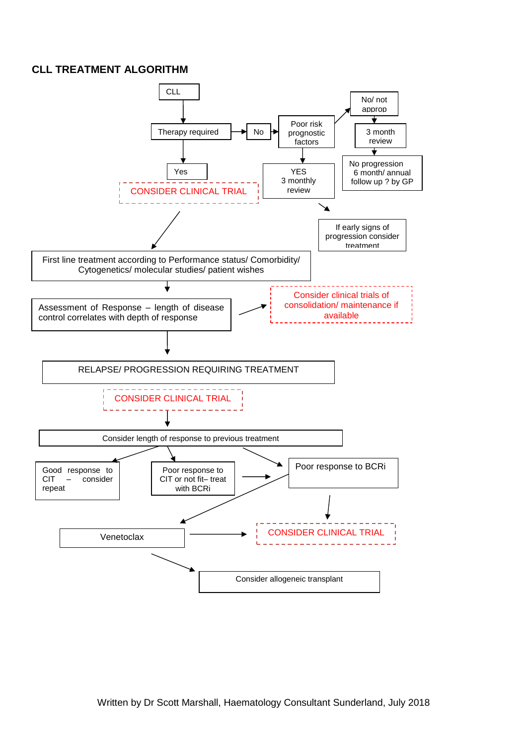## CLL TREATMENT ALGORITHM

CLL

Therapy required

No

Poor risk prognostic factors

No/ not approp

3 month review

No progression 6 month/ annual follow up ? by GP

YES 3 monthly review

If early signs of progression consider treatment

Yes

CONSIDER CLINICAL TRIAL

First line treatment according to Performance status/ Comorbidity/ Cytogenetics/ molecular studies/ patient wishes

Assessment of Response – length of disease control correlates with depth of response

Consider clinical trials of consolidation/ maintenance if available

RELAPSE/ PROGRESSION REQUIRING TREATMENT

CONSIDER CLINICAL TRIAL

Consider length of response to previous treatment

Good response to CIT – consider repeat

Poor response to CIT or not fit– treat with BCRi

Poor response to BCRi

Venetoclax

CONSIDER CLINICAL TRIAL

Consider allogeneic transplant

Written by Dr Scott Marshall, Haematology Consultant Sunderland, July 2018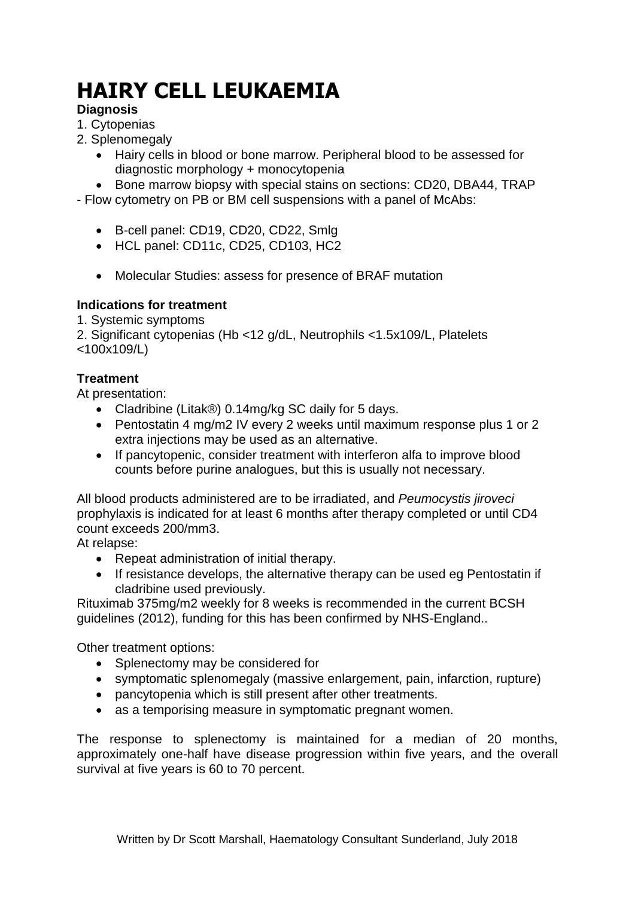# HAIRY CELL LEUKAEMIA

**Diagnosis**

1. Cytopenias
2. Splenomegaly
   - Hairy cells in blood or bone marrow. Peripheral blood to be assessed for diagnostic morphology + monocytopenia
   - Bone marrow biopsy with special stains on sections: CD20, DBA44, TRAP

- Flow cytometry on PB or BM cell suspensions with a panel of McAbs:

  - B-cell panel: CD19, CD20, CD22, SmIg
  - HCL panel: CD11c, CD25, CD103, HC2

  - Molecular Studies: assess for presence of BRAF mutation

**Indications for treatment**

1. Systemic symptoms
2. Significant cytopenias (Hb <12 g/dL, Neutrophils <1.5x109/L, Platelets <100x109/L)

**Treatment**

At presentation:

- Cladribine (Litak®) 0.14mg/kg SC daily for 5 days.
- Pentostatin 4 mg/m2 IV every 2 weeks until maximum response plus 1 or 2 extra injections may be used as an alternative.
- If pancytopenic, consider treatment with interferon alfa to improve blood counts before purine analogues, but this is usually not necessary.

All blood products administered are to be irradiated, and *Peumocystis jiroveci* prophylaxis is indicated for at least 6 months after therapy completed or until CD4 count exceeds 200/mm3.

At relapse:

- Repeat administration of initial therapy.
- If resistance develops, the alternative therapy can be used eg Pentostatin if cladribine used previously.

Rituximab 375mg/m2 weekly for 8 weeks is recommended in the current BCSH guidelines (2012), funding for this has been confirmed by NHS-England..

Other treatment options:

- Splenectomy may be considered for
- symptomatic splenomegaly (massive enlargement, pain, infarction, rupture)
- pancytopenia which is still present after other treatments.
- as a temporising measure in symptomatic pregnant women.

The response to splenectomy is maintained for a median of 20 months, approximately one-half have disease progression within five years, and the overall survival at five years is 60 to 70 percent.

Written by Dr Scott Marshall, Haematology Consultant Sunderland, July 2018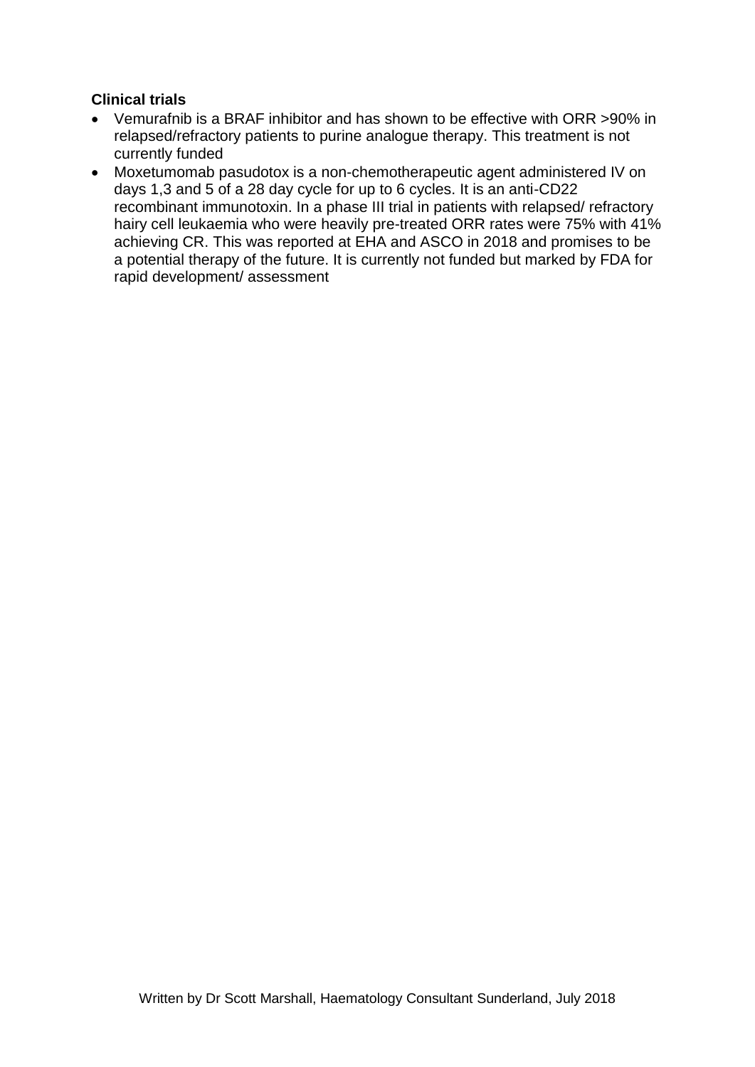**Clinical trials**

- Vemurafnib is a BRAF inhibitor and has shown to be effective with ORR >90% in relapsed/refractory patients to purine analogue therapy. This treatment is not currently funded
- Moxetumomab pasudotox is a non-chemotherapeutic agent administered IV on days 1,3 and 5 of a 28 day cycle for up to 6 cycles. It is an anti-CD22 recombinant immunotoxin. In a phase III trial in patients with relapsed/ refractory hairy cell leukaemia who were heavily pre-treated ORR rates were 75% with 41% achieving CR. This was reported at EHA and ASCO in 2018 and promises to be a potential therapy of the future. It is currently not funded but marked by FDA for rapid development/ assessment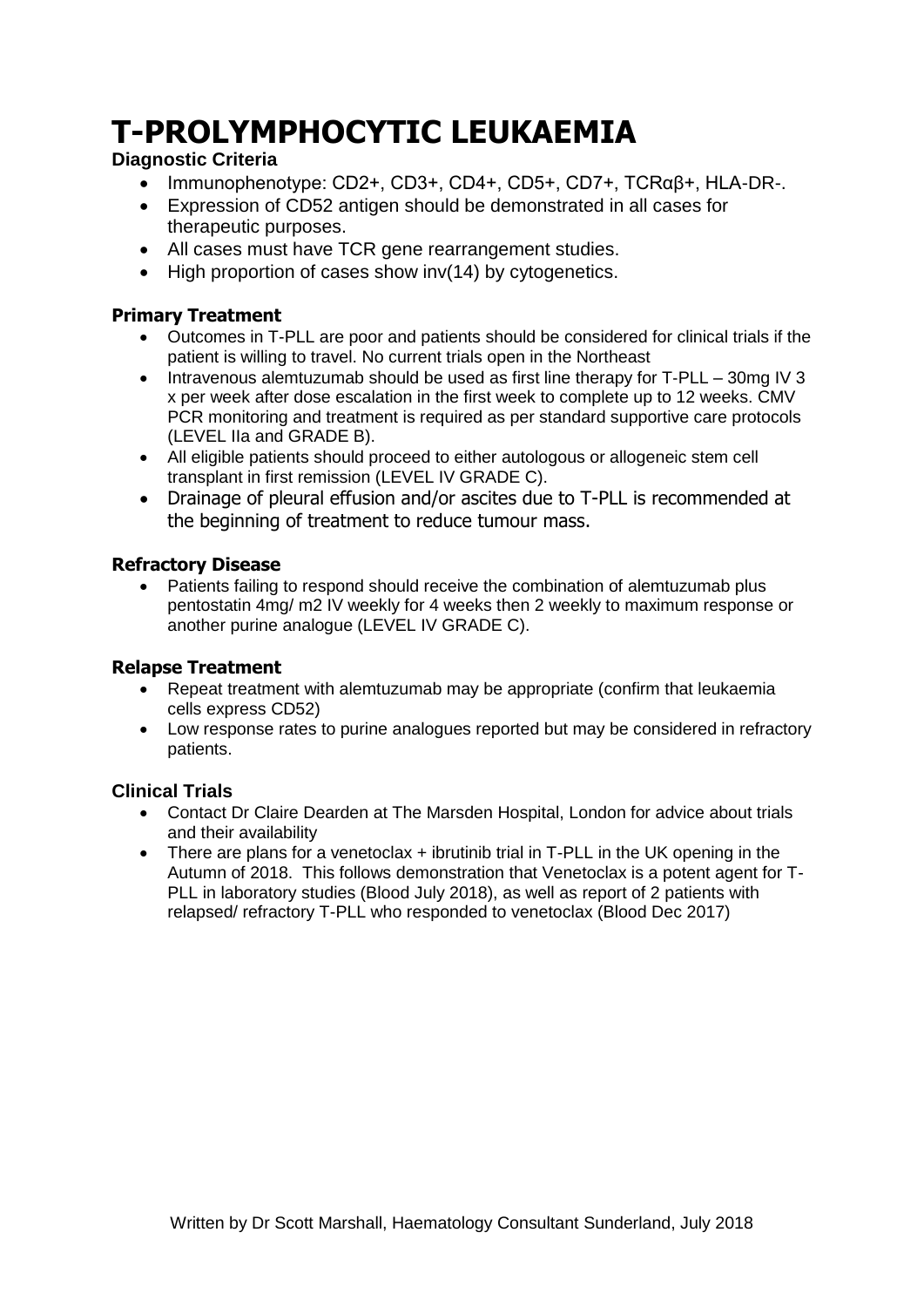# T-PROLYMPHOCYTIC LEUKAEMIA

**Diagnostic Criteria**

- Immunophenotype: CD2+, CD3+, CD4+, CD5+, CD7+, TCRαβ+, HLA-DR-.
- Expression of CD52 antigen should be demonstrated in all cases for therapeutic purposes.
- All cases must have TCR gene rearrangement studies.
- High proportion of cases show inv(14) by cytogenetics.

**Primary Treatment**

- Outcomes in T-PLL are poor and patients should be considered for clinical trials if the patient is willing to travel. No current trials open in the Northeast
- Intravenous alemtuzumab should be used as first line therapy for T-PLL – 30mg IV 3 x per week after dose escalation in the first week to complete up to 12 weeks. CMV PCR monitoring and treatment is required as per standard supportive care protocols (LEVEL IIa and GRADE B).
- All eligible patients should proceed to either autologous or allogeneic stem cell transplant in first remission (LEVEL IV GRADE C).
- Drainage of pleural effusion and/or ascites due to T-PLL is recommended at the beginning of treatment to reduce tumour mass.

**Refractory Disease**

- Patients failing to respond should receive the combination of alemtuzumab plus pentostatin 4mg/ m2 IV weekly for 4 weeks then 2 weekly to maximum response or another purine analogue (LEVEL IV GRADE C).

**Relapse Treatment**

- Repeat treatment with alemtuzumab may be appropriate (confirm that leukaemia cells express CD52)
- Low response rates to purine analogues reported but may be considered in refractory patients.

**Clinical Trials**

- Contact Dr Claire Dearden at The Marsden Hospital, London for advice about trials and their availability
- There are plans for a venetoclax + ibrutinib trial in T-PLL in the UK opening in the Autumn of 2018. This follows demonstration that Venetoclax is a potent agent for T-PLL in laboratory studies (Blood July 2018), as well as report of 2 patients with relapsed/ refractory T-PLL who responded to venetoclax (Blood Dec 2017)

Written by Dr Scott Marshall, Haematology Consultant Sunderland, July 2018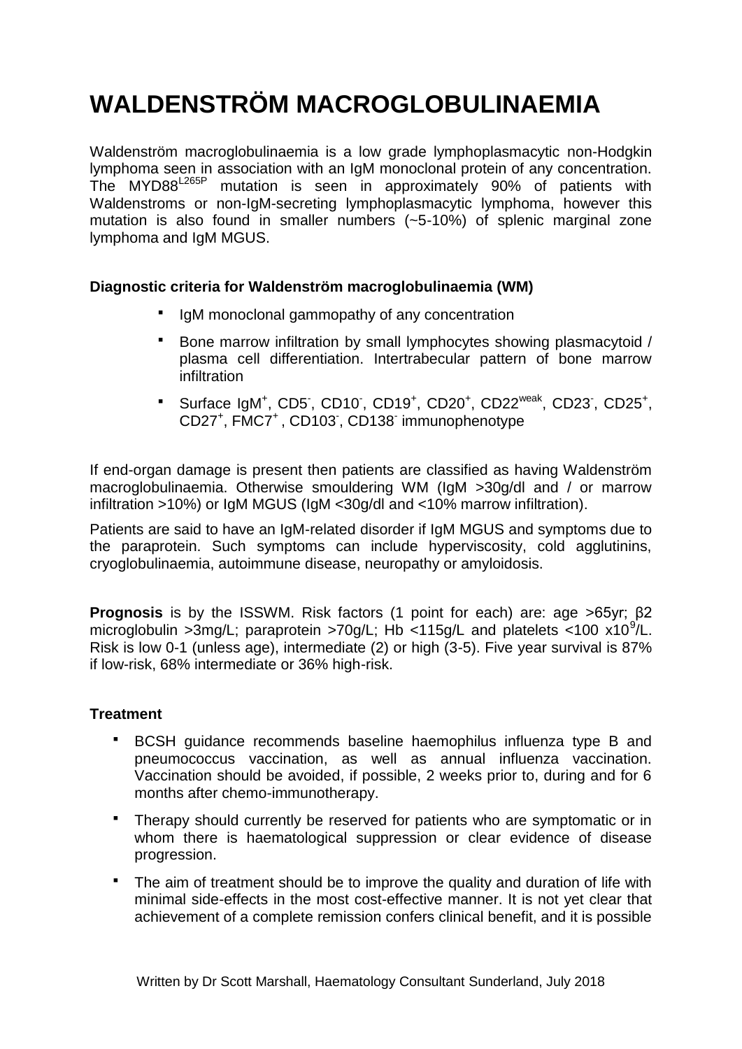# WALDENSTRÖM MACROGLOBULINAEMIA

Waldenström macroglobulinaemia is a low grade lymphoplasmacytic non-Hodgkin lymphoma seen in association with an IgM monoclonal protein of any concentration. The $MYD88^{L265P}$ mutation is seen in approximately 90% of patients with Waldenstroms or non-IgM-secreting lymphoplasmacytic lymphoma, however this mutation is also found in smaller numbers (~5-10%) of splenic marginal zone lymphoma and IgM MGUS.

**Diagnostic criteria for Waldenström macroglobulinaemia (WM)**

- IgM monoclonal gammopathy of any concentration
- Bone marrow infiltration by small lymphocytes showing plasmacytoid / plasma cell differentiation. Intertrabecular pattern of bone marrow infiltration
- Surface $IgM^+$, $CD5^-$, $CD10^-$, $CD19^+$, $CD20^+$, $CD22^{weak}$, $CD23^-$, $CD25^+$, $CD27^+$, $FMC7^+$, $CD103^-$, $CD138^-$ immunophenotype

If end-organ damage is present then patients are classified as having Waldenström macroglobulinaemia. Otherwise smouldering WM (IgM >30g/dl and / or marrow infiltration >10%) or IgM MGUS (IgM <30g/dl and <10% marrow infiltration).

Patients are said to have an IgM-related disorder if IgM MGUS and symptoms due to the paraprotein. Such symptoms can include hyperviscosity, cold agglutinins, cryoglobulinaemia, autoimmune disease, neuropathy or amyloidosis.

**Prognosis** is by the ISSWM. Risk factors (1 point for each) are: age >65yr; β2 microglobulin >3mg/L; paraprotein >70g/L; Hb <115g/L and platelets <100 $x10^9$/L. Risk is low 0-1 (unless age), intermediate (2) or high (3-5). Five year survival is 87% if low-risk, 68% intermediate or 36% high-risk.

**Treatment**

- BCSH guidance recommends baseline haemophilus influenza type B and pneumococcus vaccination, as well as annual influenza vaccination. Vaccination should be avoided, if possible, 2 weeks prior to, during and for 6 months after chemo-immunotherapy.
- Therapy should currently be reserved for patients who are symptomatic or in whom there is haematological suppression or clear evidence of disease progression.
- The aim of treatment should be to improve the quality and duration of life with minimal side-effects in the most cost-effective manner. It is not yet clear that achievement of a complete remission confers clinical benefit, and it is possible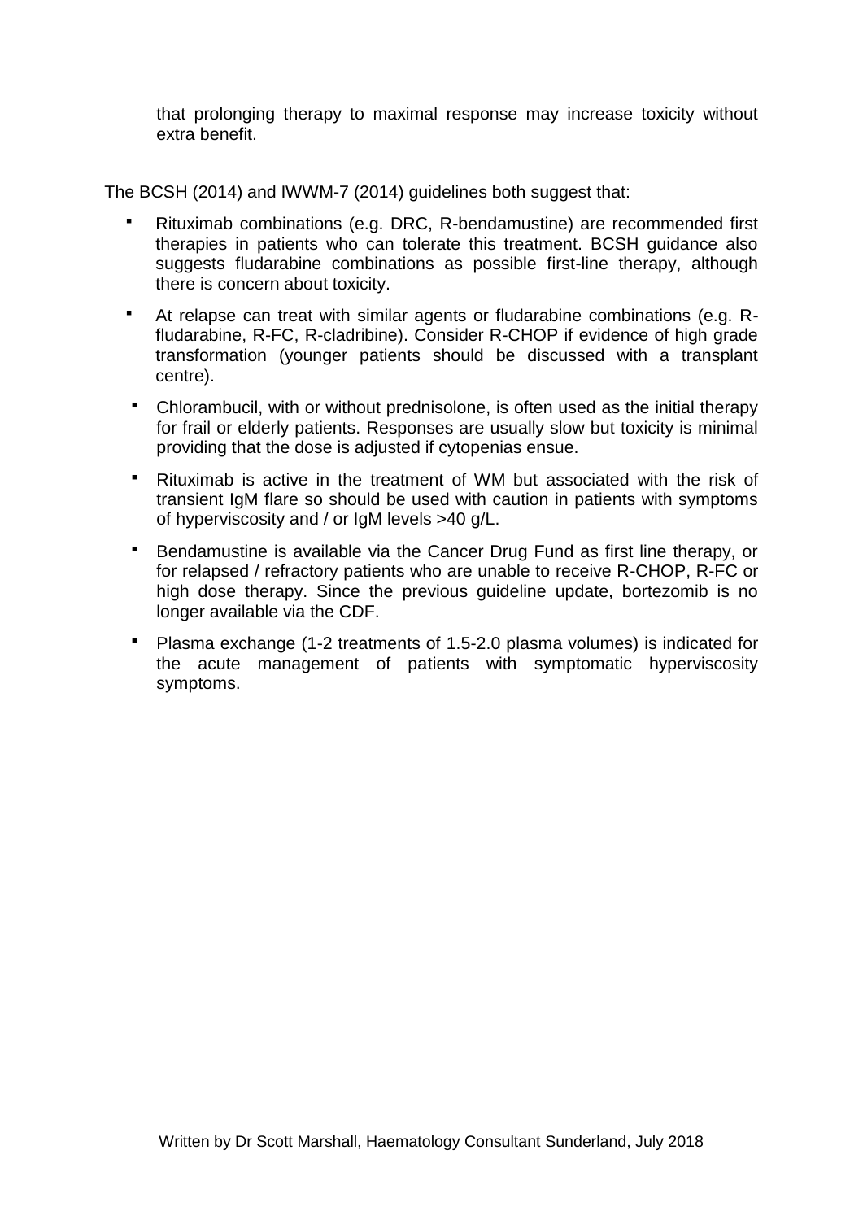that prolonging therapy to maximal response may increase toxicity without extra benefit.

The BCSH (2014) and IWWM-7 (2014) guidelines both suggest that:

- Rituximab combinations (e.g. DRC, R-bendamustine) are recommended first therapies in patients who can tolerate this treatment. BCSH guidance also suggests fludarabine combinations as possible first-line therapy, although there is concern about toxicity.
- At relapse can treat with similar agents or fludarabine combinations (e.g. R-fludarabine, R-FC, R-cladribine). Consider R-CHOP if evidence of high grade transformation (younger patients should be discussed with a transplant centre).
- Chlorambucil, with or without prednisolone, is often used as the initial therapy for frail or elderly patients. Responses are usually slow but toxicity is minimal providing that the dose is adjusted if cytopenias ensue.
- Rituximab is active in the treatment of WM but associated with the risk of transient IgM flare so should be used with caution in patients with symptoms of hyperviscosity and / or IgM levels >40 g/L.
- Bendamustine is available via the Cancer Drug Fund as first line therapy, or for relapsed / refractory patients who are unable to receive R-CHOP, R-FC or high dose therapy. Since the previous guideline update, bortezomib is no longer available via the CDF.
- Plasma exchange (1-2 treatments of 1.5-2.0 plasma volumes) is indicated for the acute management of patients with symptomatic hyperviscosity symptoms.

Written by Dr Scott Marshall, Haematology Consultant Sunderland, July 2018